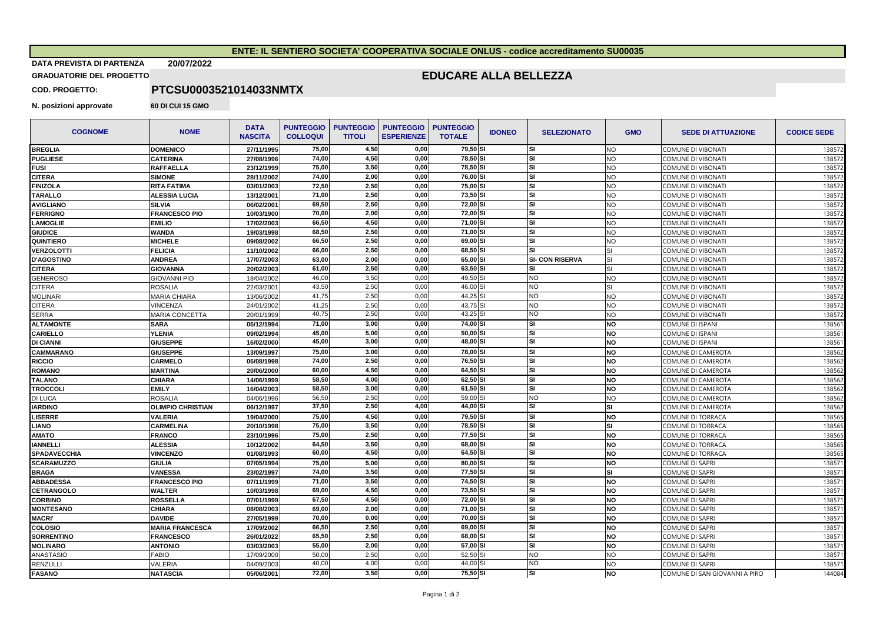**ENTE: IL SENTIERO SOCIETA' COOPERATIVA SOCIALE ONLUS - codice accreditamento SU00035**

**DATA PREVISTA DI PARTENZA** 20/07/2022

**GRADUATORIE DEL PROGETTO** **EDUCARE ALLA BELLEZZA**

**COD. PROGETTO:** **PTCSU0003521014033NMTX**

**N. posizioni approvate** **60 DI CUI 15 GMO**

| COGNOME | NOME | DATA NASCITA | PUNTEGGIO COLLOQUI | PUNTEGGIO TITOLI | PUNTEGGIO ESPERIENZE | PUNTEGGIO TOTALE | IDONEO | SELEZIONATO | GMO | SEDE DI ATTUAZIONE | CODICE SEDE |
|---|---|---|---|---|---|---|---|---|---|---|---|
| BREGLIA | DOMENICO | 27/11/1995 | 75,00 | 4,50 | 0,00 | 79,50 | SI | SI | NO | COMUNE DI VIBONATI | 138572 |
| PUGLIESE | CATERINA | 27/08/1996 | 74,00 | 4,50 | 0,00 | 78,50 | SI | SI | NO | COMUNE DI VIBONATI | 138572 |
| FUSI | RAFFAELLA | 23/12/1999 | 75,00 | 3,50 | 0,00 | 78,50 | SI | SI | NO | COMUNE DI VIBONATI | 138572 |
| CITERA | SIMONE | 28/11/2002 | 74,00 | 2,00 | 0,00 | 76,00 | SI | SI | NO | COMUNE DI VIBONATI | 138572 |
| FINIZOLA | RITA FATIMA | 03/01/2003 | 72,50 | 2,50 | 0,00 | 75,00 | SI | SI | NO | COMUNE DI VIBONATI | 138572 |
| TARALLO | ALESSIA LUCIA | 13/12/2001 | 71,00 | 2,50 | 0,00 | 73,50 | SI | SI | NO | COMUNE DI VIBONATI | 138572 |
| AVIGLIANO | SILVIA | 06/02/2001 | 69,50 | 2,50 | 0,00 | 72,00 | SI | SI | NO | COMUNE DI VIBONATI | 138572 |
| FERRIGNO | FRANCESCO PIO | 10/03/1900 | 70,00 | 2,00 | 0,00 | 72,00 | SI | SI | NO | COMUNE DI VIBONATI | 138572 |
| LAMOGLIE | EMILIO | 17/02/2003 | 66,50 | 4,50 | 0,00 | 71,00 | SI | SI | NO | COMUNE DI VIBONATI | 138572 |
| GIUDICE | WANDA | 19/03/1998 | 68,50 | 2,50 | 0,00 | 71,00 | SI | SI | NO | COMUNE DI VIBONATI | 138572 |
| QUINTIERO | MICHELE | 09/08/2002 | 66,50 | 2,50 | 0,00 | 69,00 | SI | SI | NO | COMUNE DI VIBONATI | 138572 |
| VERZOLOTTI | FELICIA | 11/10/2002 | 66,00 | 2,50 | 0,00 | 68,50 | SI | SI | SI | COMUNE DI VIBONATI | 138572 |
| D'AGOSTINO | ANDREA | 17/07/2003 | 63,00 | 2,00 | 0,00 | 65,00 | SI | SI- CON RISERVA | SI | COMUNE DI VIBONATI | 138572 |
| CITERA | GIOVANNA | 20/02/2003 | 61,00 | 2,50 | 0,00 | 63,50 | SI | SI | SI | COMUNE DI VIBONATI | 138572 |
| GENEROSO | GIOVANNI PIO | 18/04/2002 | 46,00 | 3,50 | 0,00 | 49,50 | SI | NO | NO | COMUNE DI VIBONATI | 138572 |
| CITERA | ROSALIA | 22/03/2001 | 43,50 | 2,50 | 0,00 | 46,00 | SI | NO | SI | COMUNE DI VIBONATI | 138572 |
| MOLINARI | MARIA CHIARA | 13/06/2002 | 41,75 | 2,50 | 0,00 | 44,25 | SI | NO | NO | COMUNE DI VIBONATI | 138572 |
| CITERA | VINCENZA | 24/01/2002 | 41,25 | 2,50 | 0,00 | 43,75 | SI | NO | NO | COMUNE DI VIBONATI | 138572 |
| SERRA | MARIA CONCETTA | 20/01/1999 | 40,75 | 2,50 | 0,00 | 43,25 | SI | NO | NO | COMUNE DI VIBONATI | 138572 |
| ALTAMONTE | SARA | 05/12/1994 | 71,00 | 3,00 | 0,00 | 74,00 | SI | SI | NO | COMUNE DI ISPANI | 138561 |
| CARIELLO | YLENIA | 09/02/1994 | 45,00 | 5,00 | 0,00 | 50,00 | SI | SI | NO | COMUNE DI ISPANI | 138561 |
| DI CIANNI | GIUSEPPE | 16/02/2000 | 45,00 | 3,00 | 0,00 | 48,00 | SI | SI | NO | COMUNE DI ISPANI | 138561 |
| CAMMARANO | GIUSEPPE | 13/09/1997 | 75,00 | 3,00 | 0,00 | 78,00 | SI | SI | NO | COMUNE DI CAMEROTA | 138562 |
| RICCIO | CARMELO | 05/08/1998 | 74,00 | 2,50 | 0,00 | 76,50 | SI | SI | NO | COMUNE DI CAMEROTA | 138562 |
| ROMANO | MARTINA | 20/06/2000 | 60,00 | 4,50 | 0,00 | 64,50 | SI | SI | NO | COMUNE DI CAMEROTA | 138562 |
| TALANO | CHIARA | 14/06/1999 | 58,50 | 4,00 | 0,00 | 62,50 | SI | SI | NO | COMUNE DI CAMEROTA | 138562 |
| TROCCOLI | EMILY | 16/04/2003 | 58,50 | 3,00 | 0,00 | 61,50 | SI | SI | NO | COMUNE DI CAMEROTA | 138562 |
| DI LUCA | ROSALIA | 04/06/1996 | 56,50 | 2,50 | 0,00 | 59,00 | SI | NO | NO | COMUNE DI CAMEROTA | 138562 |
| IARDINO | OLIMPIO CHRISTIAN | 06/12/1997 | 37,50 | 2,50 | 4,00 | 44,00 | SI | SI | SI | COMUNE DI CAMEROTA | 138562 |
| LISERRE | VALERIA | 19/04/2000 | 75,00 | 4,50 | 0,00 | 79,50 | SI | SI | NO | COMUNE DI TORRACA | 138565 |
| LIANO | CARMELINA | 20/10/1998 | 75,00 | 3,50 | 0,00 | 78,50 | SI | SI | SI | COMUNE DI TORRACA | 138565 |
| AMATO | FRANCO | 23/10/1996 | 75,00 | 2,50 | 0,00 | 77,50 | SI | SI | NO | COMUNE DI TORRACA | 138565 |
| IANNELLI | ALESSIA | 10/12/2002 | 64,50 | 3,50 | 0,00 | 68,00 | SI | SI | NO | COMUNE DI TORRACA | 138565 |
| SPADAVECCHIA | VINCENZO | 01/08/1993 | 60,00 | 4,50 | 0,00 | 64,50 | SI | SI | NO | COMUNE DI TORRACA | 138565 |
| SCARAMUZZO | GIULIA | 07/05/1994 | 75,00 | 5,00 | 0,00 | 80,00 | SI | SI | NO | COMUNE DI SAPRI | 138571 |
| BRAGA | VANESSA | 23/02/1997 | 74,00 | 3,50 | 0,00 | 77,50 | SI | SI | SI | COMUNE DI SAPRI | 138571 |
| ABBADESSA | FRANCESCO PIO | 07/11/1999 | 71,00 | 3,50 | 0,00 | 74,50 | SI | SI | NO | COMUNE DI SAPRI | 138571 |
| CETRANGOLO | WALTER | 10/03/1998 | 69,00 | 4,50 | 0,00 | 73,50 | SI | SI | NO | COMUNE DI SAPRI | 138571 |
| CORBINO | ROSSELLA | 07/01/1999 | 67,50 | 4,50 | 0,00 | 72,00 | SI | SI | NO | COMUNE DI SAPRI | 138571 |
| MONTESANO | CHIARA | 08/08/2003 | 69,00 | 2,00 | 0,00 | 71,00 | SI | SI | NO | COMUNE DI SAPRI | 138571 |
| MACRI' | DAVIDE | 27/05/1999 | 70,00 | 0,00 | 0,00 | 70,00 | SI | SI | NO | COMUNE DI SAPRI | 138571 |
| COLOSIO | MARIA FRANCESCA | 17/09/2002 | 66,50 | 2,50 | 0,00 | 69,00 | SI | SI | NO | COMUNE DI SAPRI | 138571 |
| SORRENTINO | FRANCESCO | 26/01/2022 | 65,50 | 2,50 | 0,00 | 68,00 | SI | SI | NO | COMUNE DI SAPRI | 138571 |
| MOLINARO | ANTONIO | 03/03/2003 | 55,00 | 2,00 | 0,00 | 57,00 | SI | SI | NO | COMUNE DI SAPRI | 138571 |
| ANASTASIO | FABIO | 17/09/2000 | 50,00 | 2,50 | 0,00 | 52,50 | SI | NO | NO | COMUNE DI SAPRI | 138571 |
| RENZULLI | VALERIA | 04/09/2003 | 40,00 | 4,00 | 0,00 | 44,00 | SI | NO | NO | COMUNE DI SAPRI | 138571 |
| FASANO | NATASCIA | 05/06/2001 | 72,00 | 3,50 | 0,00 | 75,50 | SI | SI | NO | COMUNE DI SAN GIOVANNI A PIRO | 144084 |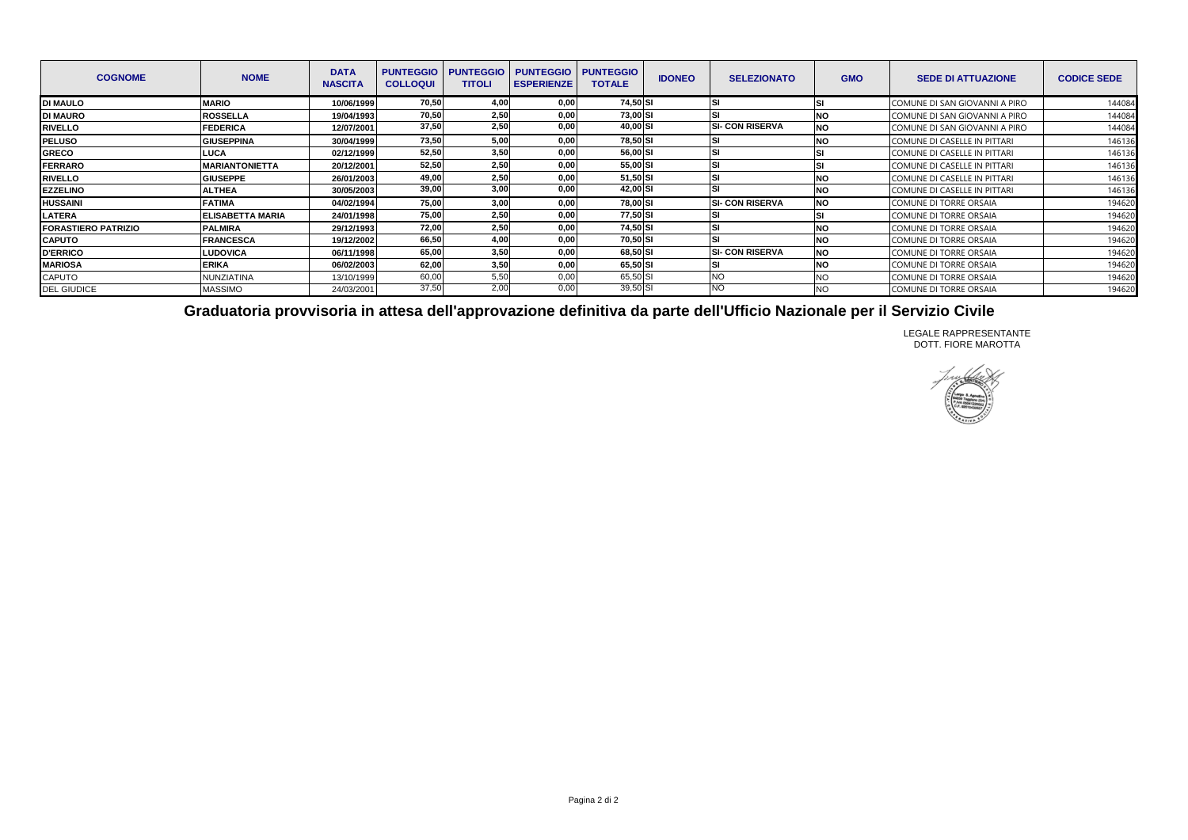| COGNOME | NOME | DATA NASCITA | PUNTEGGIO COLLOQUI | PUNTEGGIO TITOLI | PUNTEGGIO ESPERIENZE | PUNTEGGIO TOTALE | IDONEO | SELEZIONATO | GMO | SEDE DI ATTUAZIONE | CODICE SEDE |
|---|---|---|---|---|---|---|---|---|---|---|---|
| DI MAULO | MARIO | 10/06/1999 | 70,50 | 4,00 | 0,00 | 74,50 | SI | SI | SI | COMUNE DI SAN GIOVANNI A PIRO | 144084 |
| DI MAURO | ROSSELLA | 19/04/1993 | 70,50 | 2,50 | 0,00 | 73,00 | SI | SI | NO | COMUNE DI SAN GIOVANNI A PIRO | 144084 |
| RIVELLO | FEDERICA | 12/07/2001 | 37,50 | 2,50 | 0,00 | 40,00 | SI | SI- CON RISERVA | NO | COMUNE DI SAN GIOVANNI A PIRO | 144084 |
| PELUSO | GIUSEPPINA | 30/04/1999 | 73,50 | 5,00 | 0,00 | 78,50 | SI | SI | NO | COMUNE DI CASELLE IN PITTARI | 146136 |
| GRECO | LUCA | 02/12/1999 | 52,50 | 3,50 | 0,00 | 56,00 | SI | SI | SI | COMUNE DI CASELLE IN PITTARI | 146136 |
| FERRARO | MARIANTONIETTA | 20/12/2001 | 52,50 | 2,50 | 0,00 | 55,00 | SI | SI | SI | COMUNE DI CASELLE IN PITTARI | 146136 |
| RIVELLO | GIUSEPPE | 26/01/2003 | 49,00 | 2,50 | 0,00 | 51,50 | SI | SI | NO | COMUNE DI CASELLE IN PITTARI | 146136 |
| EZZELINO | ALTHEA | 30/05/2003 | 39,00 | 3,00 | 0,00 | 42,00 | SI | SI | NO | COMUNE DI CASELLE IN PITTARI | 146136 |
| HUSSAINI | FATIMA | 04/02/1994 | 75,00 | 3,00 | 0,00 | 78,00 | SI | SI- CON RISERVA | NO | COMUNE DI TORRE ORSAIA | 194620 |
| LATERA | ELISABETTA MARIA | 24/01/1998 | 75,00 | 2,50 | 0,00 | 77,50 | SI | SI | SI | COMUNE DI TORRE ORSAIA | 194620 |
| FORASTIERO PATRIZIO | PALMIRA | 29/12/1993 | 72,00 | 2,50 | 0,00 | 74,50 | SI | SI | NO | COMUNE DI TORRE ORSAIA | 194620 |
| CAPUTO | FRANCESCA | 19/12/2002 | 66,50 | 4,00 | 0,00 | 70,50 | SI | SI | NO | COMUNE DI TORRE ORSAIA | 194620 |
| D'ERRICO | LUDOVICA | 06/11/1998 | 65,00 | 3,50 | 0,00 | 68,50 | SI | SI- CON RISERVA | NO | COMUNE DI TORRE ORSAIA | 194620 |
| MARIOSA | ERIKA | 06/02/2003 | 62,00 | 3,50 | 0,00 | 65,50 | SI | SI | NO | COMUNE DI TORRE ORSAIA | 194620 |
| CAPUTO | NUNZIATINA | 13/10/1999 | 60,00 | 5,50 | 0,00 | 65,50 | SI | NO | NO | COMUNE DI TORRE ORSAIA | 194620 |
| DEL GIUDICE | MASSIMO | 24/03/2001 | 37,50 | 2,00 | 0,00 | 39,50 | SI | NO | NO | COMUNE DI TORRE ORSAIA | 194620 |

**Graduatoria provvisoria in attesa dell'approvazione definitiva da parte dell'Ufficio Nazionale per il Servizio Civile**

LEGALE RAPPRESENTANTE
DOTT. FIORE MAROTTA